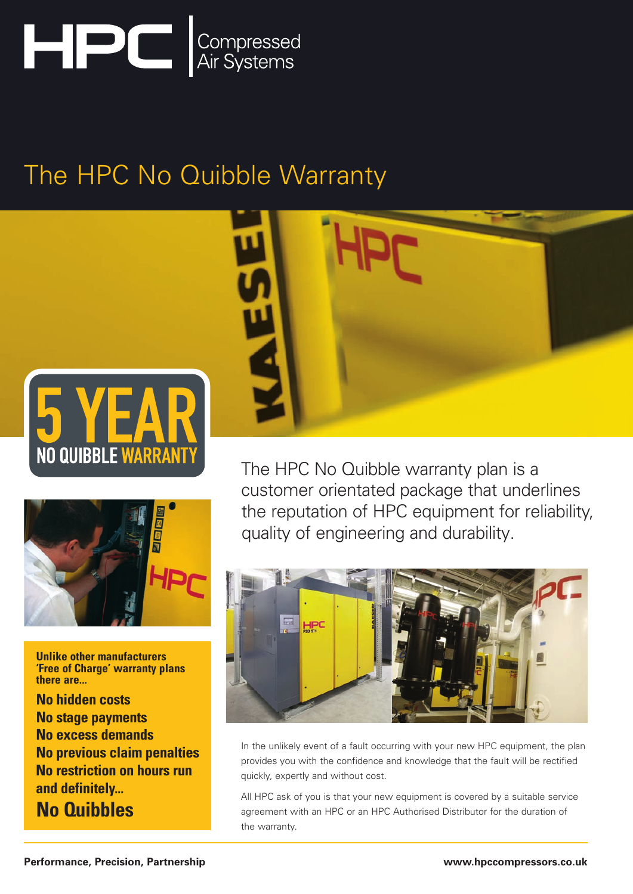# HPC Compressed Air Systems

## The HPC No Quibble Warranty

**5 YEAR NO QUIBBLE WARRANTY**

The HPC No Quibble warranty plan is a customer orientated package that underlines the reputation of HPC equipment for reliability, quality of engineering and durability.

**Unlike other manufacturers 'Free of Charge' warranty plans there are...**

**No hidden costs**
**No stage payments**
**No excess demands**
**No previous claim penalties**
**No restriction on hours run**
**and definitely...**
**No Quibbles**

In the unlikely event of a fault occurring with your new HPC equipment, the plan provides you with the confidence and knowledge that the fault will be rectified quickly, expertly and without cost.

All HPC ask of you is that your new equipment is covered by a suitable service agreement with an HPC or an HPC Authorised Distributor for the duration of the warranty.

**Performance, Precision, Partnership**

**www.hpccompressors.co.uk**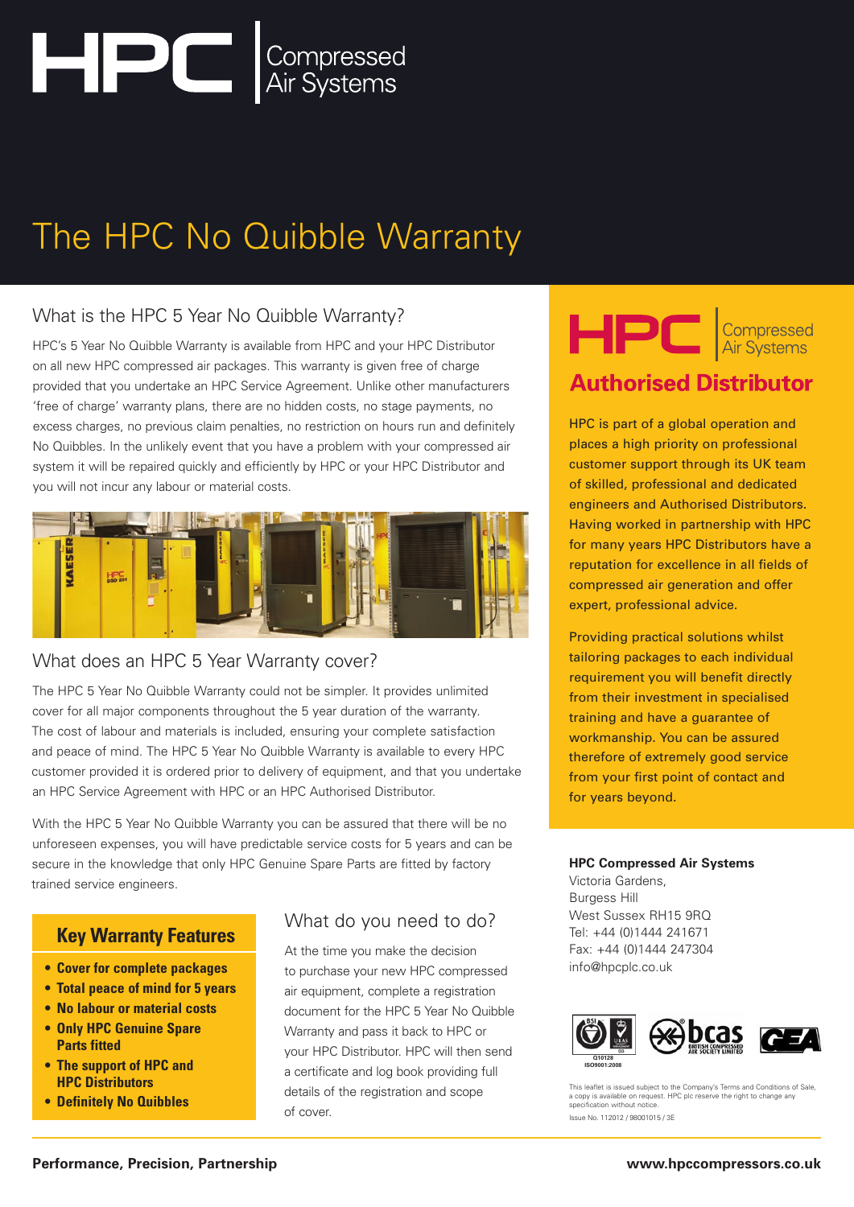# HPC Compressed Air Systems

# The HPC No Quibble Warranty

## What is the HPC 5 Year No Quibble Warranty?

HPC's 5 Year No Quibble Warranty is available from HPC and your HPC Distributor on all new HPC compressed air packages. This warranty is given free of charge provided that you undertake an HPC Service Agreement. Unlike other manufacturers 'free of charge' warranty plans, there are no hidden costs, no stage payments, no excess charges, no previous claim penalties, no restriction on hours run and definitely No Quibbles. In the unlikely event that you have a problem with your compressed air system it will be repaired quickly and efficiently by HPC or your HPC Distributor and you will not incur any labour or material costs.

## What does an HPC 5 Year Warranty cover?

The HPC 5 Year No Quibble Warranty could not be simpler. It provides unlimited cover for all major components throughout the 5 year duration of the warranty. The cost of labour and materials is included, ensuring your complete satisfaction and peace of mind. The HPC 5 Year No Quibble Warranty is available to every HPC customer provided it is ordered prior to delivery of equipment, and that you undertake an HPC Service Agreement with HPC or an HPC Authorised Distributor.

With the HPC 5 Year No Quibble Warranty you can be assured that there will be no unforeseen expenses, you will have predictable service costs for 5 years and can be secure in the knowledge that only HPC Genuine Spare Parts are fitted by factory trained service engineers.

### Key Warranty Features

- **Cover for complete packages**
- **Total peace of mind for 5 years**
- **No labour or material costs**
- **Only HPC Genuine Spare Parts fitted**
- **The support of HPC and HPC Distributors**
- **Definitely No Quibbles**

## What do you need to do?

At the time you make the decision to purchase your new HPC compressed air equipment, complete a registration document for the HPC 5 Year No Quibble Warranty and pass it back to HPC or your HPC Distributor. HPC will then send a certificate and log book providing full details of the registration and scope of cover.

## HPC Compressed Air Systems Authorised Distributor

HPC is part of a global operation and places a high priority on professional customer support through its UK team of skilled, professional and dedicated engineers and Authorised Distributors. Having worked in partnership with HPC for many years HPC Distributors have a reputation for excellence in all fields of compressed air generation and offer expert, professional advice.

Providing practical solutions whilst tailoring packages to each individual requirement you will benefit directly from their investment in specialised training and have a guarantee of workmanship. You can be assured therefore of extremely good service from your first point of contact and for years beyond.

**HPC Compressed Air Systems**
Victoria Gardens,
Burgess Hill
West Sussex RH15 9RQ
Tel: +44 (0)1444 241671
Fax: +44 (0)1444 247304
info@hpcplc.co.uk

Q10128
ISO9001:2008

bcas BRITISH COMPRESSED AIR SOCIETY LIMITED

GEA

This leaflet is issued subject to the Company's Terms and Conditions of Sale, a copy is available on request. HPC plc reserve the right to change any specification without notice.
Issue No. 112012 / 98001015 / 3E

**Performance, Precision, Partnership**

**www.hpccompressors.co.uk**